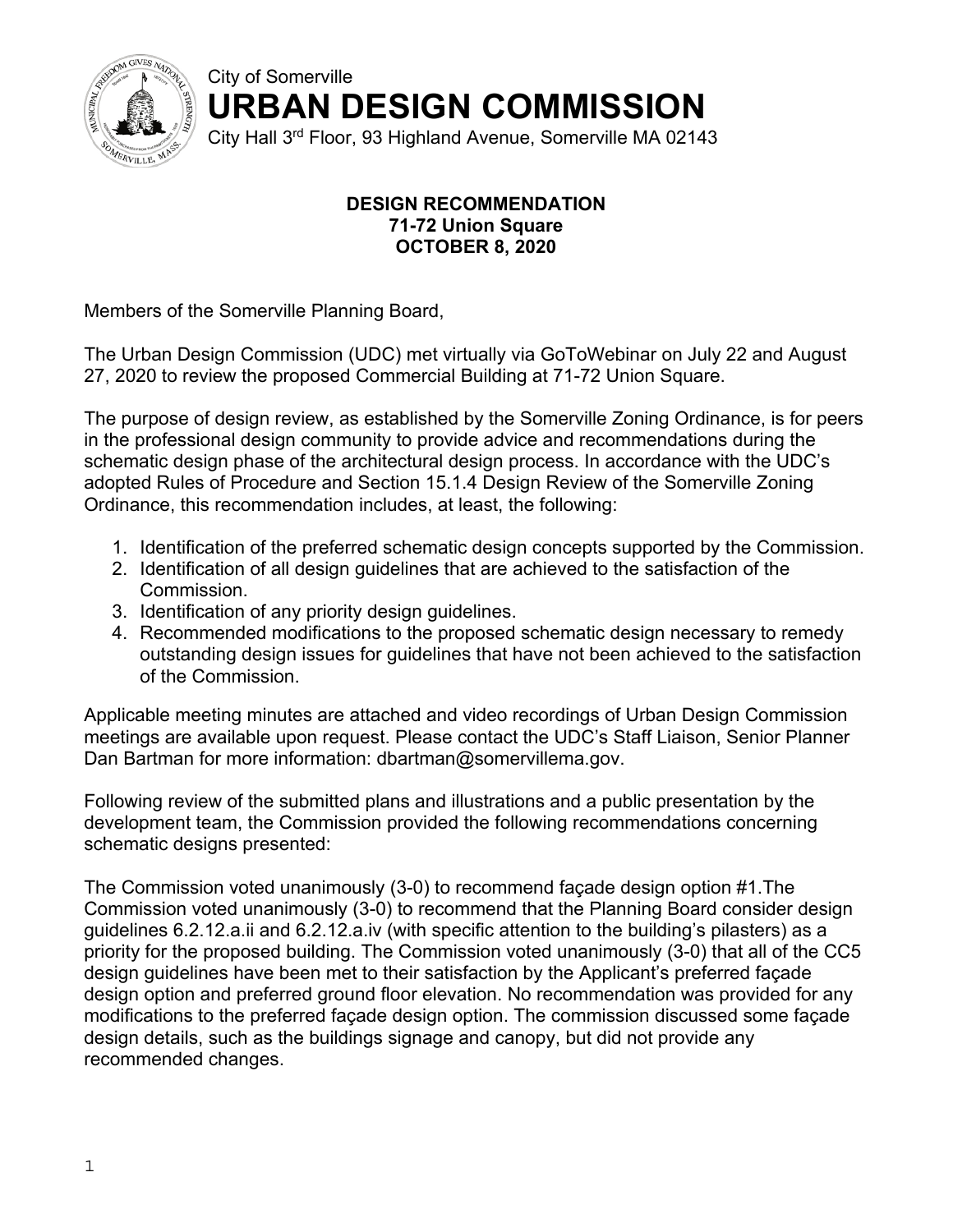City of Somerville

# URBAN DESIGN COMMISSION

City Hall 3rd Floor, 93 Highland Avenue, Somerville MA 02143

**DESIGN RECOMMENDATION**
**71-72 Union Square**
**OCTOBER 8, 2020**

Members of the Somerville Planning Board,

The Urban Design Commission (UDC) met virtually via GoToWebinar on July 22 and August 27, 2020 to review the proposed Commercial Building at 71-72 Union Square.

The purpose of design review, as established by the Somerville Zoning Ordinance, is for peers in the professional design community to provide advice and recommendations during the schematic design phase of the architectural design process. In accordance with the UDC's adopted Rules of Procedure and Section 15.1.4 Design Review of the Somerville Zoning Ordinance, this recommendation includes, at least, the following:

1. Identification of the preferred schematic design concepts supported by the Commission.
2. Identification of all design guidelines that are achieved to the satisfaction of the Commission.
3. Identification of any priority design guidelines.
4. Recommended modifications to the proposed schematic design necessary to remedy outstanding design issues for guidelines that have not been achieved to the satisfaction of the Commission.

Applicable meeting minutes are attached and video recordings of Urban Design Commission meetings are available upon request. Please contact the UDC's Staff Liaison, Senior Planner Dan Bartman for more information: dbartman@somervillema.gov.

Following review of the submitted plans and illustrations and a public presentation by the development team, the Commission provided the following recommendations concerning schematic designs presented:

The Commission voted unanimously (3-0) to recommend façade design option #1.The Commission voted unanimously (3-0) to recommend that the Planning Board consider design guidelines 6.2.12.a.ii and 6.2.12.a.iv (with specific attention to the building's pilasters) as a priority for the proposed building. The Commission voted unanimously (3-0) that all of the CC5 design guidelines have been met to their satisfaction by the Applicant's preferred façade design option and preferred ground floor elevation. No recommendation was provided for any modifications to the preferred façade design option. The commission discussed some façade design details, such as the buildings signage and canopy, but did not provide any recommended changes.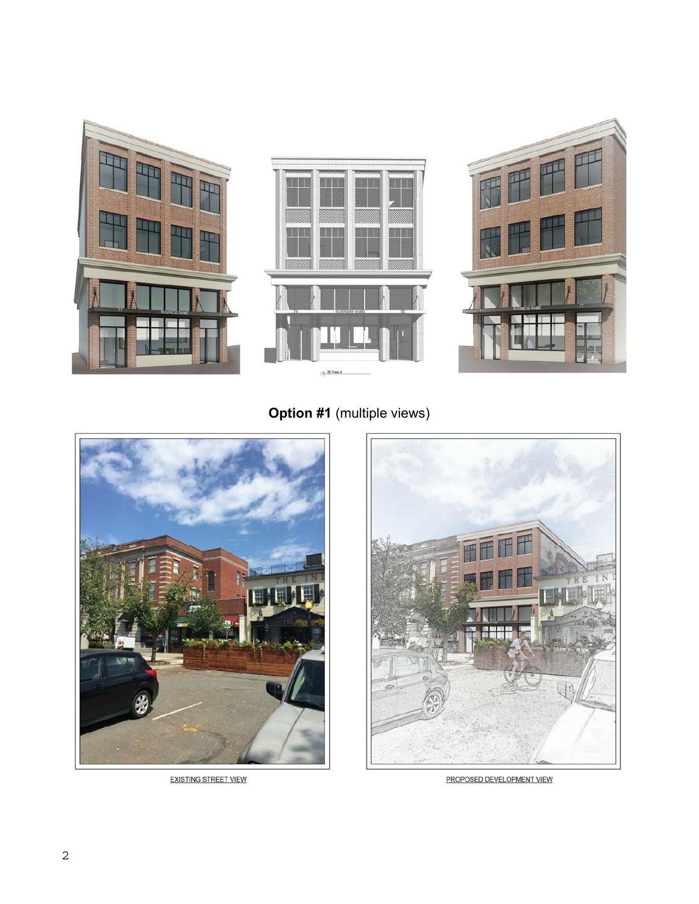**Option #1** (multiple views)

EXISTING STREET VIEW

PROPOSED DEVELOPMENT VIEW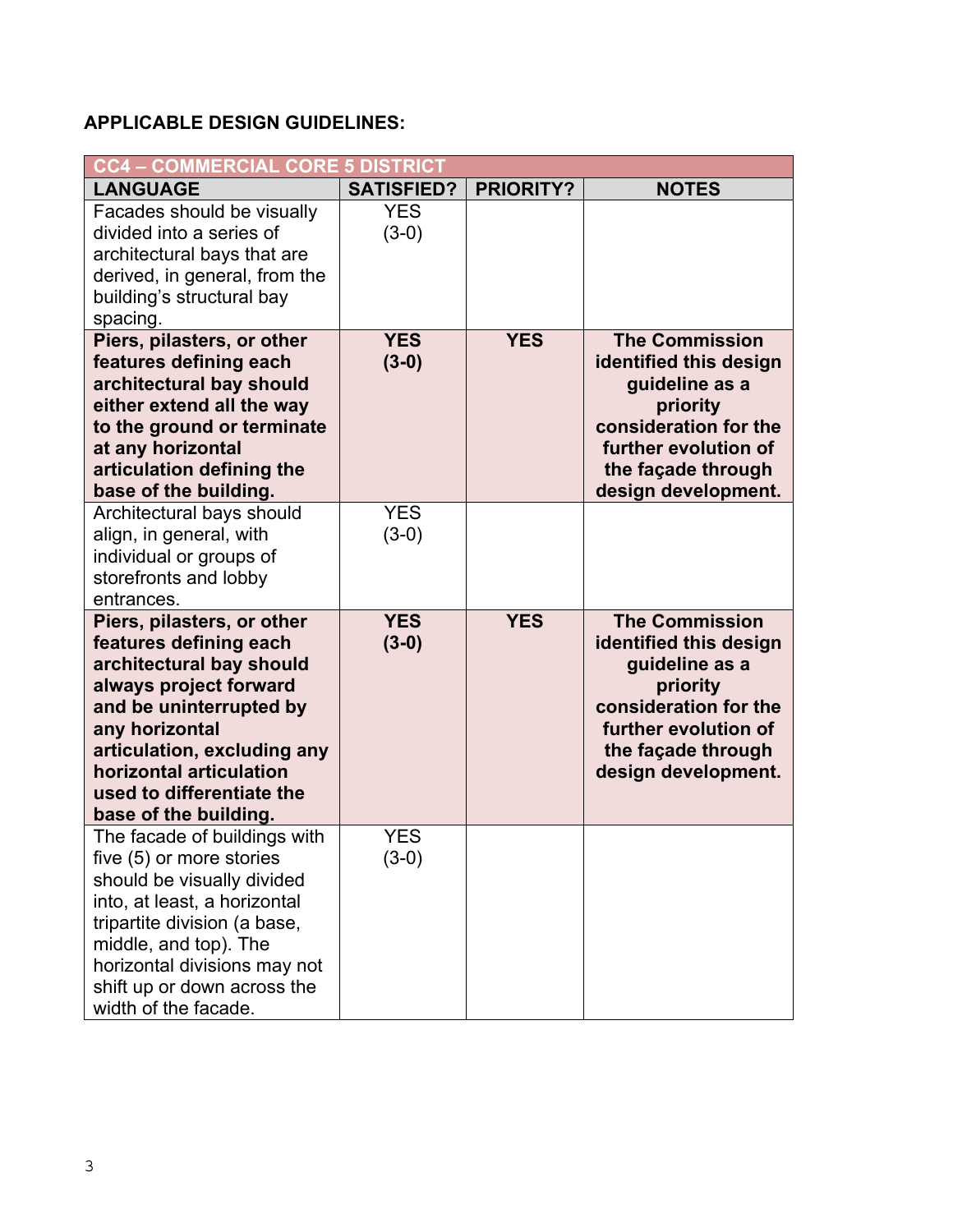**APPLICABLE DESIGN GUIDELINES:**

| CC4 – COMMERCIAL CORE 5 DISTRICT | | | |
|---|---|---|---|
| **LANGUAGE** | **SATISFIED?** | **PRIORITY?** | **NOTES** |
| Facades should be visually divided into a series of architectural bays that are derived, in general, from the building's structural bay spacing. | YES (3-0) | | |
| **Piers, pilasters, or other features defining each architectural bay should either extend all the way to the ground or terminate at any horizontal articulation defining the base of the building.** | **YES (3-0)** | **YES** | **The Commission identified this design guideline as a priority consideration for the further evolution of the façade through design development.** |
| Architectural bays should align, in general, with individual or groups of storefronts and lobby entrances. | YES (3-0) | | |
| **Piers, pilasters, or other features defining each architectural bay should always project forward and be uninterrupted by any horizontal articulation, excluding any horizontal articulation used to differentiate the base of the building.** | **YES (3-0)** | **YES** | **The Commission identified this design guideline as a priority consideration for the further evolution of the façade through design development.** |
| The facade of buildings with five (5) or more stories should be visually divided into, at least, a horizontal tripartite division (a base, middle, and top). The horizontal divisions may not shift up or down across the width of the facade. | YES (3-0) | | |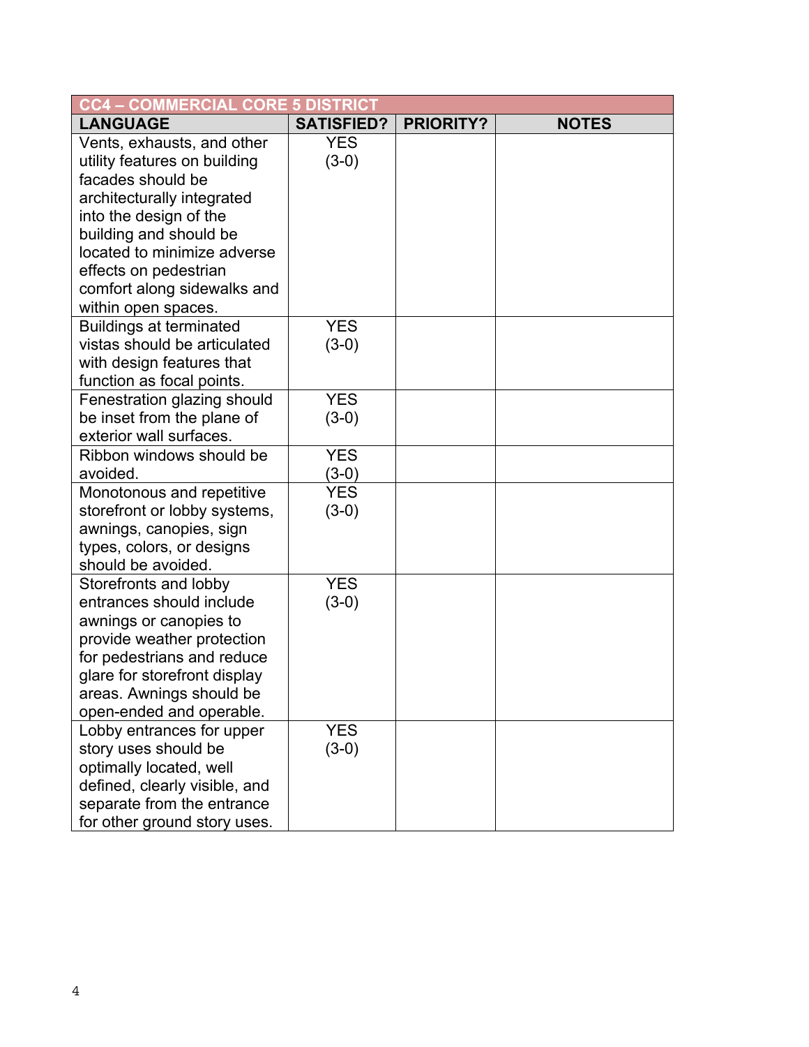| CC4 – COMMERCIAL CORE 5 DISTRICT | | | |
|---|---|---|---|
| **LANGUAGE** | **SATISFIED?** | **PRIORITY?** | **NOTES** |
| Vents, exhausts, and other utility features on building facades should be architecturally integrated into the design of the building and should be located to minimize adverse effects on pedestrian comfort along sidewalks and within open spaces. | YES (3-0) | | |
| Buildings at terminated vistas should be articulated with design features that function as focal points. | YES (3-0) | | |
| Fenestration glazing should be inset from the plane of exterior wall surfaces. | YES (3-0) | | |
| Ribbon windows should be avoided. | YES (3-0) | | |
| Monotonous and repetitive storefront or lobby systems, awnings, canopies, sign types, colors, or designs should be avoided. | YES (3-0) | | |
| Storefronts and lobby entrances should include awnings or canopies to provide weather protection for pedestrians and reduce glare for storefront display areas. Awnings should be open-ended and operable. | YES (3-0) | | |
| Lobby entrances for upper story uses should be optimally located, well defined, clearly visible, and separate from the entrance for other ground story uses. | YES (3-0) | | |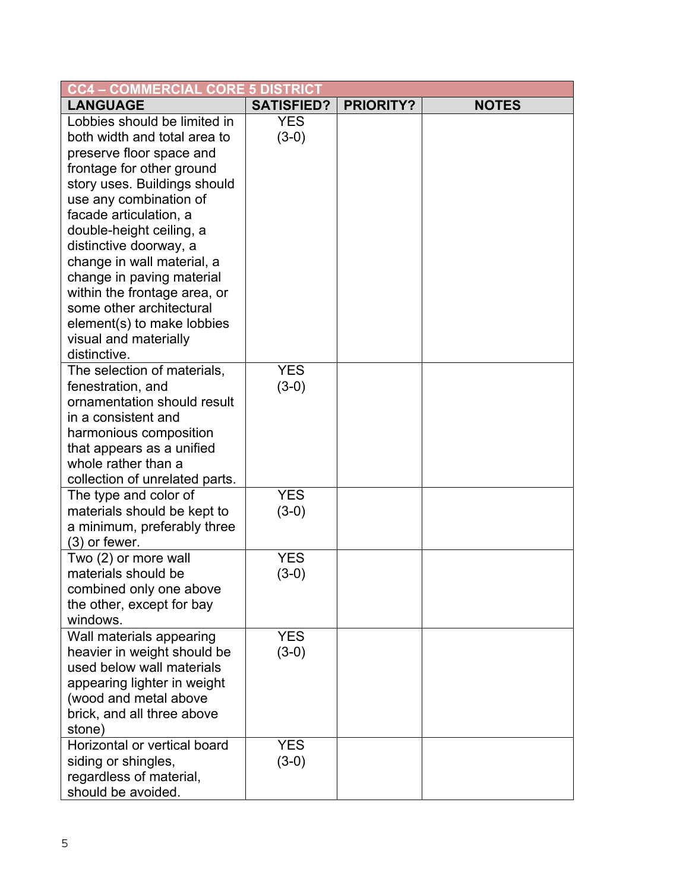| CC4 – COMMERCIAL CORE 5 DISTRICT | | | |
|---|---|---|---|
| **LANGUAGE** | **SATISFIED?** | **PRIORITY?** | **NOTES** |
| Lobbies should be limited in both width and total area to preserve floor space and frontage for other ground story uses. Buildings should use any combination of facade articulation, a double-height ceiling, a distinctive doorway, a change in wall material, a change in paving material within the frontage area, or some other architectural element(s) to make lobbies visual and materially distinctive. | YES (3-0) | | |
| The selection of materials, fenestration, and ornamentation should result in a consistent and harmonious composition that appears as a unified whole rather than a collection of unrelated parts. | YES (3-0) | | |
| The type and color of materials should be kept to a minimum, preferably three (3) or fewer. | YES (3-0) | | |
| Two (2) or more wall materials should be combined only one above the other, except for bay windows. | YES (3-0) | | |
| Wall materials appearing heavier in weight should be used below wall materials appearing lighter in weight (wood and metal above brick, and all three above stone) | YES (3-0) | | |
| Horizontal or vertical board siding or shingles, regardless of material, should be avoided. | YES (3-0) | | |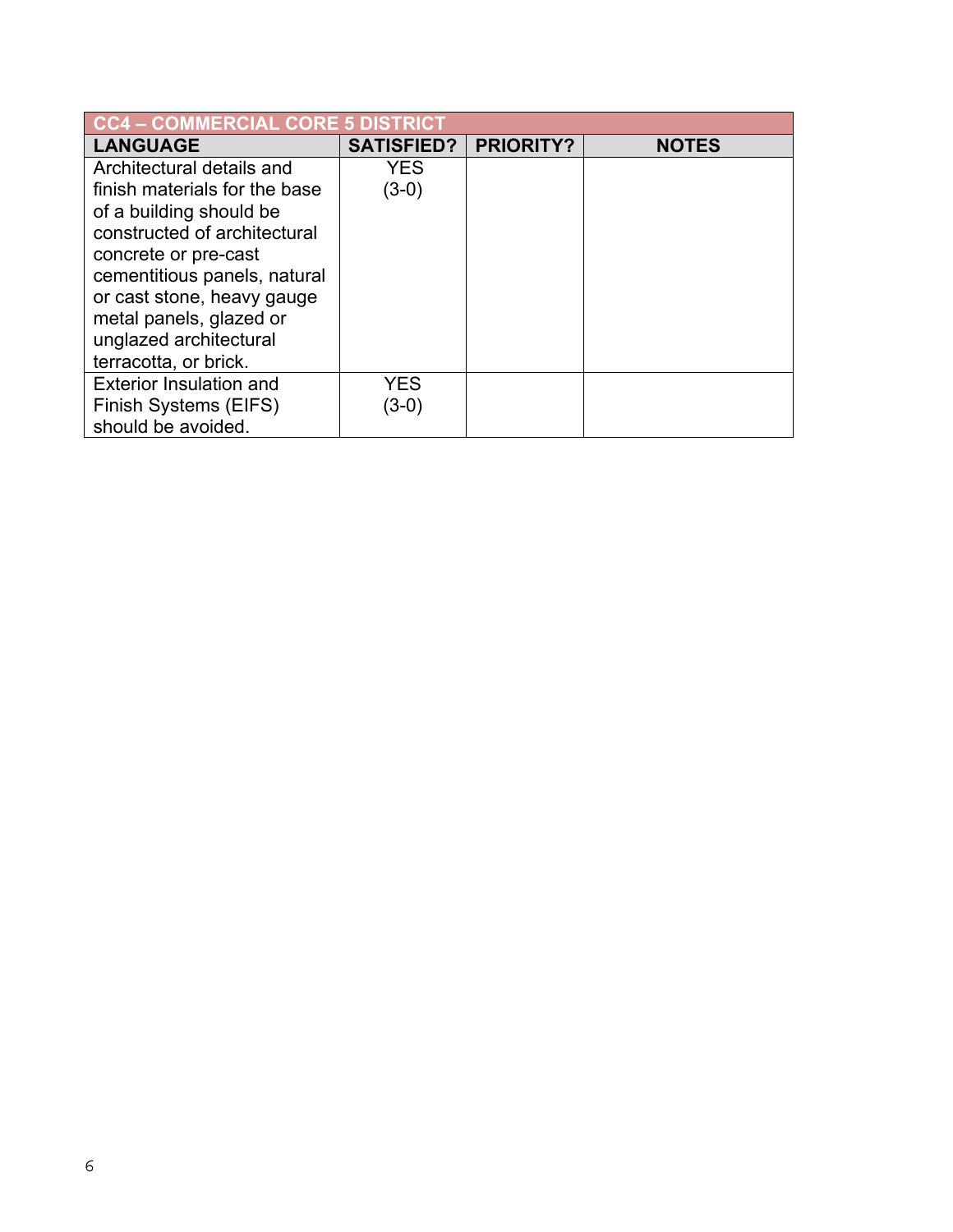| CC4 – COMMERCIAL CORE 5 DISTRICT | | | |
|---|---|---|---|
| **LANGUAGE** | **SATISFIED?** | **PRIORITY?** | **NOTES** |
| Architectural details and finish materials for the base of a building should be constructed of architectural concrete or pre-cast cementitious panels, natural or cast stone, heavy gauge metal panels, glazed or unglazed architectural terracotta, or brick. | YES (3-0) | | |
| Exterior Insulation and Finish Systems (EIFS) should be avoided. | YES (3-0) | | |